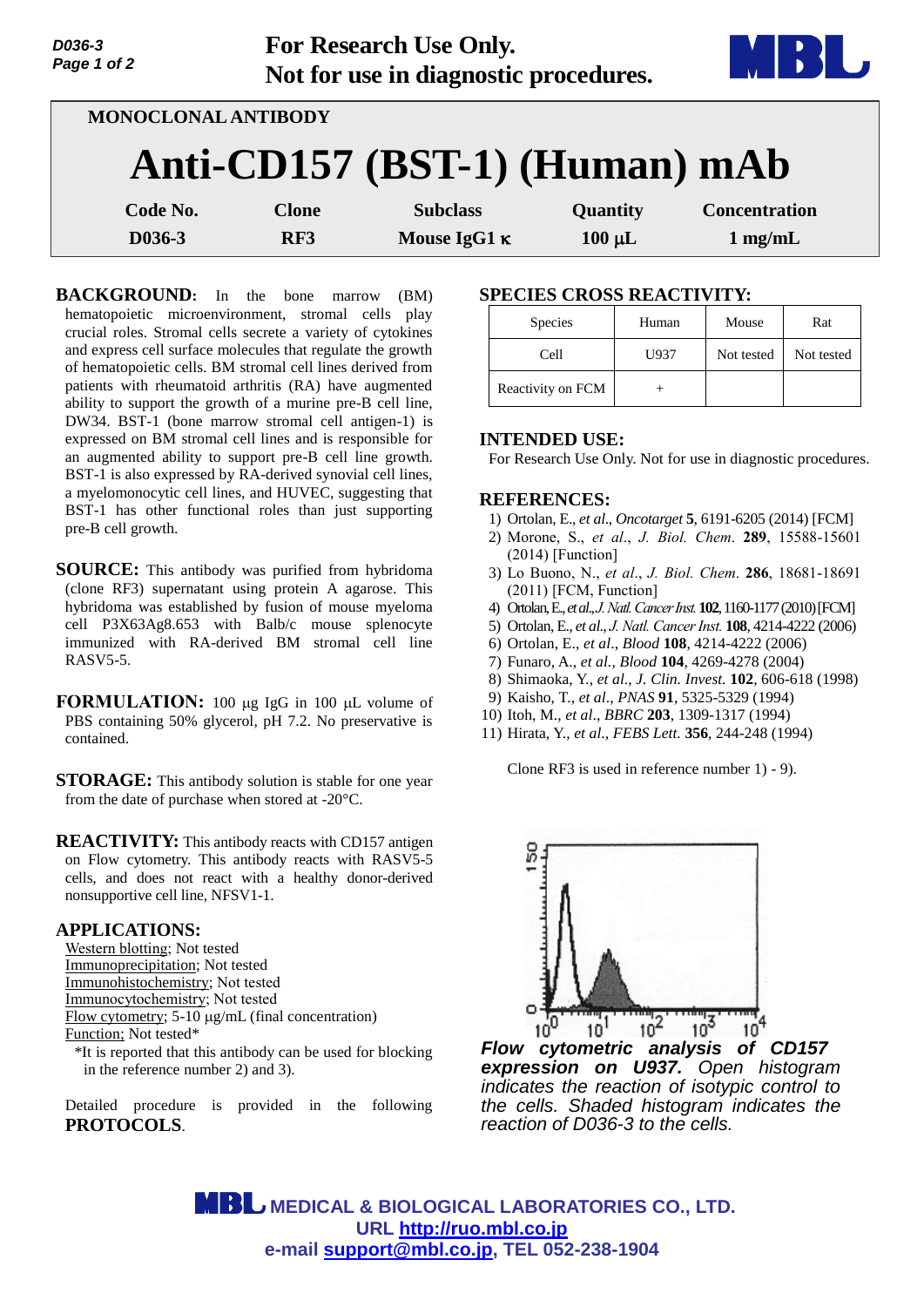For Research Use Only.
Not for use in diagnostic procedures.

MONOCLONAL ANTIBODY

# Anti-CD157 (BST-1) (Human) mAb

| Code No. | Clone | Subclass | Quantity | Concentration |
|---|---|---|---|---|
| D036-3 | RF3 | Mouse IgG1 κ | 100 μL | 1 mg/mL |

**BACKGROUND:** In the bone marrow (BM) hematopoietic microenvironment, stromal cells play crucial roles. Stromal cells secrete a variety of cytokines and express cell surface molecules that regulate the growth of hematopoietic cells. BM stromal cell lines derived from patients with rheumatoid arthritis (RA) have augmented ability to support the growth of a murine pre-B cell line, DW34. BST-1 (bone marrow stromal cell antigen-1) is expressed on BM stromal cell lines and is responsible for an augmented ability to support pre-B cell line growth. BST-1 is also expressed by RA-derived synovial cell lines, a myelomonocytic cell lines, and HUVEC, suggesting that BST-1 has other functional roles than just supporting pre-B cell growth.

**SOURCE:** This antibody was purified from hybridoma (clone RF3) supernatant using protein A agarose. This hybridoma was established by fusion of mouse myeloma cell P3X63Ag8.653 with Balb/c mouse splenocyte immunized with RA-derived BM stromal cell line RASV5-5.

**FORMULATION:** 100 µg IgG in 100 µL volume of PBS containing 50% glycerol, pH 7.2. No preservative is contained.

**STORAGE:** This antibody solution is stable for one year from the date of purchase when stored at -20°C.

**REACTIVITY:** This antibody reacts with CD157 antigen on Flow cytometry. This antibody reacts with RASV5-5 cells, and does not react with a healthy donor-derived nonsupportive cell line, NFSV1-1.

**APPLICATIONS:**

Western blotting; Not tested
Immunoprecipitation; Not tested
Immunohistochemistry; Not tested
Immunocytochemistry; Not tested
Flow cytometry; 5-10 µg/mL (final concentration)
Function; Not tested*

*It is reported that this antibody can be used for blocking in the reference number 2) and 3).

Detailed procedure is provided in the following **PROTOCOLS**.

**SPECIES CROSS REACTIVITY:**

| Species | Human | Mouse | Rat |
|---|---|---|---|
| Cell | U937 | Not tested | Not tested |
| Reactivity on FCM | + | | |

**INTENDED USE:**

For Research Use Only. Not for use in diagnostic procedures.

**REFERENCES:**

1) Ortolan, E., *et al*., *Oncotarget* **5**, 6191-6205 (2014) [FCM]
2) Morone, S., *et al*., *J. Biol. Chem*. **289**, 15588-15601 (2014) [Function]
3) Lo Buono, N., *et al*., *J. Biol. Chem*. **286**, 18681-18691 (2011) [FCM, Function]
4) Ortolan, E., *et al*., *J. Natl. Cancer Inst*. **102**, 1160-1177 (2010) [FCM]
5) Ortolan, E., *et al*., *J. Natl. Cancer Inst*. **108**, 4214-4222 (2006)
6) Ortolan, E., *et al*., *Blood* **108**, 4214-4222 (2006)
7) Funaro, A., *et al.*, *Blood* **104**, 4269-4278 (2004)
8) Shimaoka, Y., *et al*., *J. Clin. Invest.* **102**, 606-618 (1998)
9) Kaisho, T., *et al*., *PNAS* **91**, 5325-5329 (1994)
10) Itoh, M., *et al*., *BBRC* **203**, 1309-1317 (1994)
11) Hirata, Y., *et al*., *FEBS Lett.* **356**, 244-248 (1994)

Clone RF3 is used in reference number 1) - 9).

***Flow cytometric analysis of CD157 expression on U937.*** *Open histogram indicates the reaction of isotypic control to the cells. Shaded histogram indicates the reaction of D036-3 to the cells.*

**MEDICAL & BIOLOGICAL LABORATORIES CO., LTD.**
**URL http://ruo.mbl.co.jp**
**e-mail support@mbl.co.jp, TEL 052-238-1904**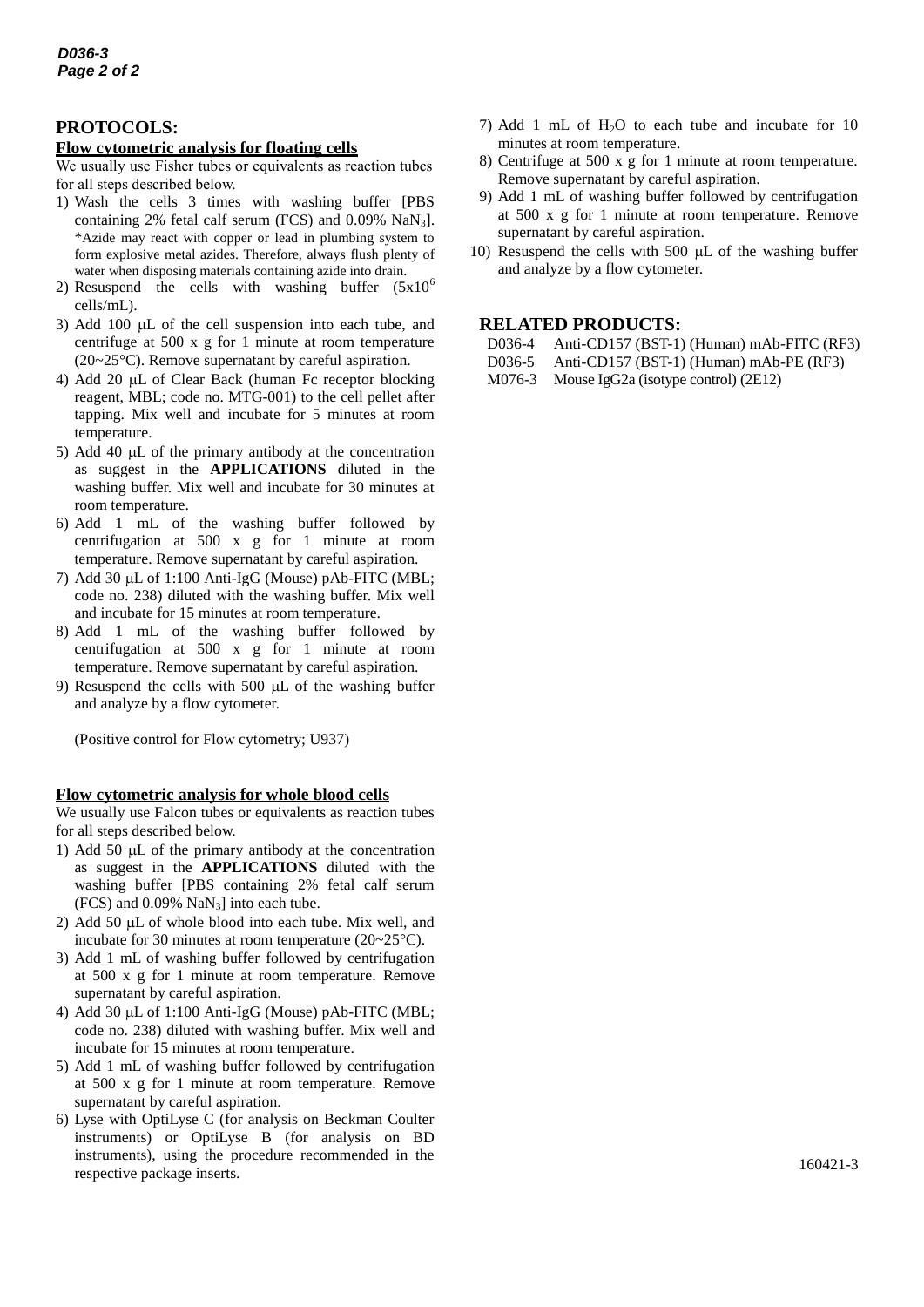## PROTOCOLS:

### Flow cytometric analysis for floating cells

We usually use Fisher tubes or equivalents as reaction tubes for all steps described below.

1) Wash the cells 3 times with washing buffer [PBS containing 2% fetal calf serum (FCS) and 0.09% $NaN_3$].
   *Azide may react with copper or lead in plumbing system to form explosive metal azides. Therefore, always flush plenty of water when disposing materials containing azide into drain.
2) Resuspend the cells with washing buffer ($5x10^6$ cells/mL).
3) Add 100 μL of the cell suspension into each tube, and centrifuge at 500 x g for 1 minute at room temperature (20~25°C). Remove supernatant by careful aspiration.
4) Add 20 μL of Clear Back (human Fc receptor blocking reagent, MBL; code no. MTG-001) to the cell pellet after tapping. Mix well and incubate for 5 minutes at room temperature.
5) Add 40 μL of the primary antibody at the concentration as suggest in the **APPLICATIONS** diluted in the washing buffer. Mix well and incubate for 30 minutes at room temperature.
6) Add 1 mL of the washing buffer followed by centrifugation at 500 x g for 1 minute at room temperature. Remove supernatant by careful aspiration.
7) Add 30 μL of 1:100 Anti-IgG (Mouse) pAb-FITC (MBL; code no. 238) diluted with the washing buffer. Mix well and incubate for 15 minutes at room temperature.
8) Add 1 mL of the washing buffer followed by centrifugation at 500 x g for 1 minute at room temperature. Remove supernatant by careful aspiration.
9) Resuspend the cells with 500 μL of the washing buffer and analyze by a flow cytometer.

(Positive control for Flow cytometry; U937)

### Flow cytometric analysis for whole blood cells

We usually use Falcon tubes or equivalents as reaction tubes for all steps described below.

1) Add 50 μL of the primary antibody at the concentration as suggest in the **APPLICATIONS** diluted with the washing buffer [PBS containing 2% fetal calf serum (FCS) and 0.09% $NaN_3$] into each tube.
2) Add 50 μL of whole blood into each tube. Mix well, and incubate for 30 minutes at room temperature (20~25°C).
3) Add 1 mL of washing buffer followed by centrifugation at 500 x g for 1 minute at room temperature. Remove supernatant by careful aspiration.
4) Add 30 μL of 1:100 Anti-IgG (Mouse) pAb-FITC (MBL; code no. 238) diluted with washing buffer. Mix well and incubate for 15 minutes at room temperature.
5) Add 1 mL of washing buffer followed by centrifugation at 500 x g for 1 minute at room temperature. Remove supernatant by careful aspiration.
6) Lyse with OptiLyse C (for analysis on Beckman Coulter instruments) or OptiLyse B (for analysis on BD instruments), using the procedure recommended in the respective package inserts.
7) Add 1 mL of $H_2O$ to each tube and incubate for 10 minutes at room temperature.
8) Centrifuge at 500 x g for 1 minute at room temperature. Remove supernatant by careful aspiration.
9) Add 1 mL of washing buffer followed by centrifugation at 500 x g for 1 minute at room temperature. Remove supernatant by careful aspiration.
10) Resuspend the cells with 500 μL of the washing buffer and analyze by a flow cytometer.

## RELATED PRODUCTS:

D036-4 Anti-CD157 (BST-1) (Human) mAb-FITC (RF3)
D036-5 Anti-CD157 (BST-1) (Human) mAb-PE (RF3)
M076-3 Mouse IgG2a (isotype control) (2E12)

160421-3